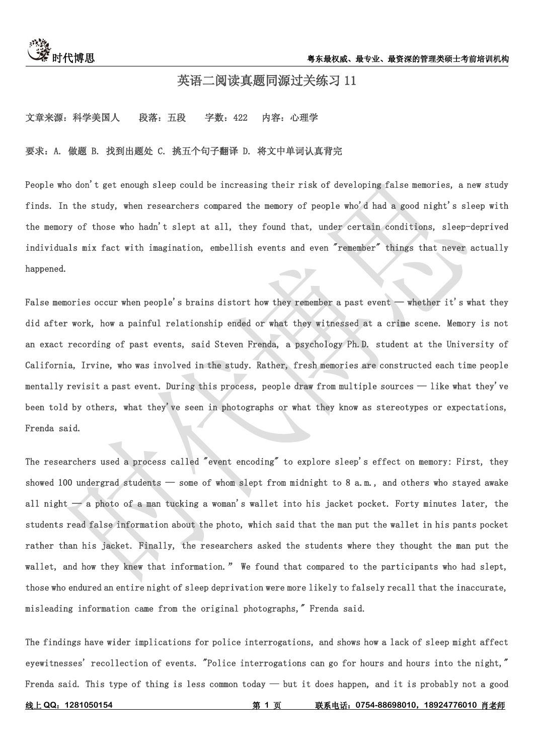# 英语二阅读真题同源过关练习 11

文章来源：科学美国人　　段落：五段　　字数：422　　内容：心理学

要求：A. 做题 B. 找到出题处 C. 挑五个句子翻译 D. 将文中单词认真背完

People who don't get enough sleep could be increasing their risk of developing false memories, a new study finds. In the study, when researchers compared the memory of people who'd had a good night's sleep with the memory of those who hadn't slept at all, they found that, under certain conditions, sleep-deprived individuals mix fact with imagination, embellish events and even "remember" things that never actually happened.

False memories occur when people's brains distort how they remember a past event — whether it's what they did after work, how a painful relationship ended or what they witnessed at a crime scene. Memory is not an exact recording of past events, said Steven Frenda, a psychology Ph.D. student at the University of California, Irvine, who was involved in the study. Rather, fresh memories are constructed each time people mentally revisit a past event. During this process, people draw from multiple sources — like what they've been told by others, what they've seen in photographs or what they know as stereotypes or expectations, Frenda said.

The researchers used a process called "event encoding" to explore sleep's effect on memory: First, they showed 100 undergrad students — some of whom slept from midnight to 8 a.m., and others who stayed awake all night — a photo of a man tucking a woman's wallet into his jacket pocket. Forty minutes later, the students read false information about the photo, which said that the man put the wallet in his pants pocket rather than his jacket. Finally, the researchers asked the students where they thought the man put the wallet, and how they knew that information." We found that compared to the participants who had slept, those who endured an entire night of sleep deprivation were more likely to falsely recall that the inaccurate, misleading information came from the original photographs," Frenda said.

The findings have wider implications for police interrogations, and shows how a lack of sleep might affect eyewitnesses' recollection of events. "Police interrogations can go for hours and hours into the night," Frenda said. This type of thing is less common today — but it does happen, and it is probably not a good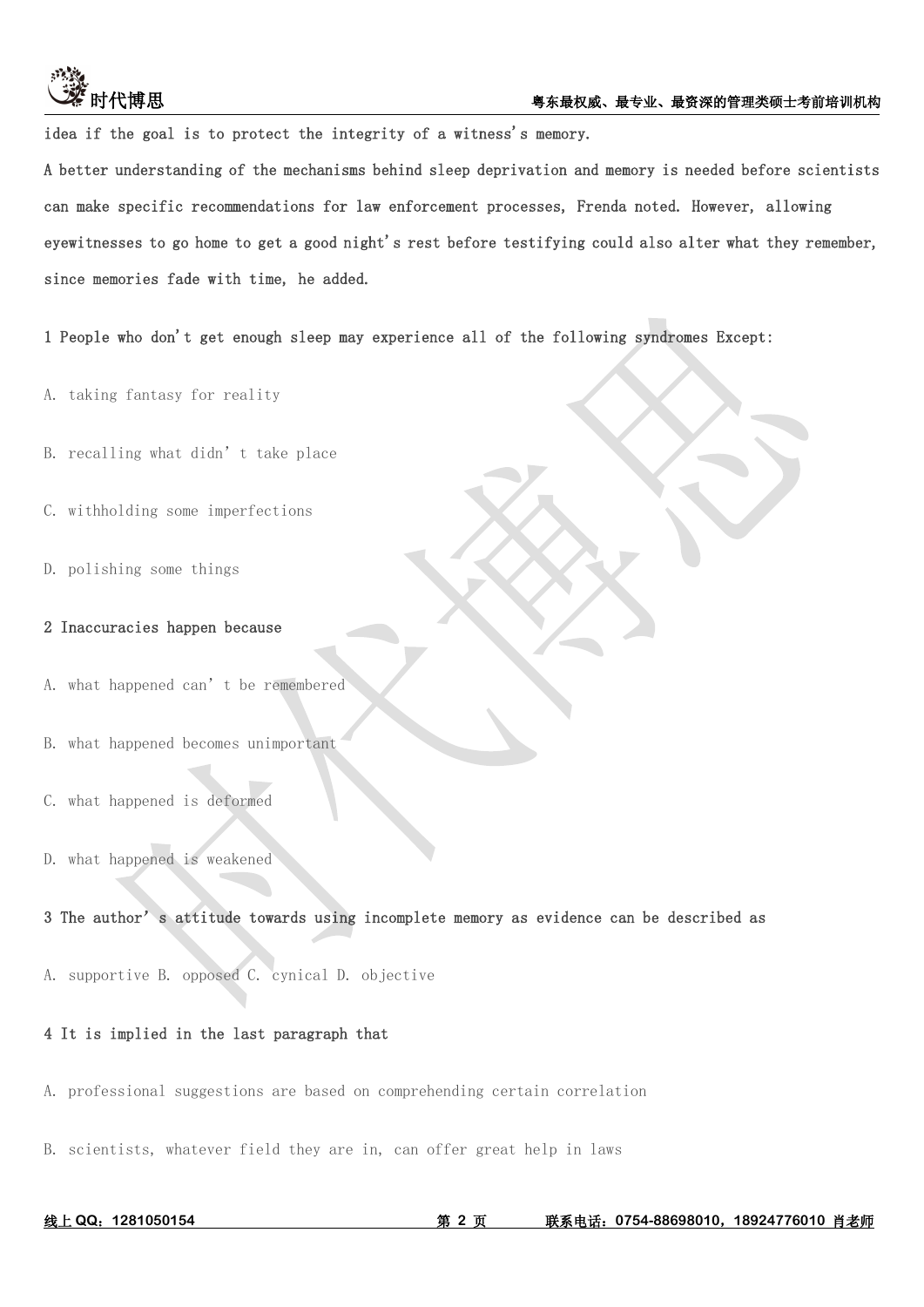idea if the goal is to protect the integrity of a witness's memory.

A better understanding of the mechanisms behind sleep deprivation and memory is needed before scientists can make specific recommendations for law enforcement processes, Frenda noted. However, allowing eyewitnesses to go home to get a good night's rest before testifying could also alter what they remember, since memories fade with time, he added.

1 People who don't get enough sleep may experience all of the following syndromes Except:

A. taking fantasy for reality

B. recalling what didn't take place

C. withholding some imperfections

D. polishing some things

2 Inaccuracies happen because

A. what happened can't be remembered

B. what happened becomes unimportant

C. what happened is deformed

D. what happened is weakened

3 The author's attitude towards using incomplete memory as evidence can be described as

A. supportive B. opposed C. cynical D. objective

4 It is implied in the last paragraph that

A. professional suggestions are based on comprehending certain correlation

B. scientists, whatever field they are in, can offer great help in laws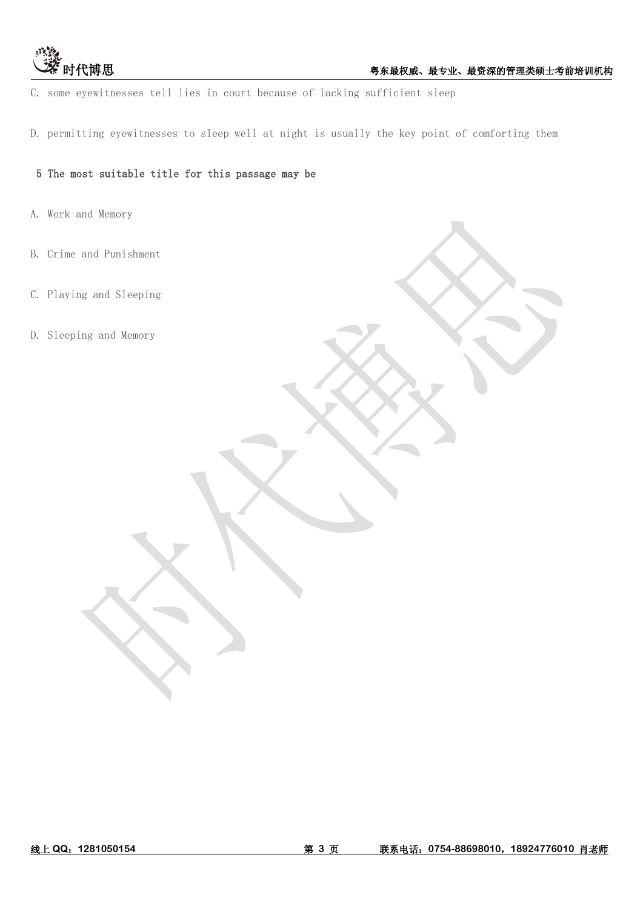C. some eyewitnesses tell lies in court because of lacking sufficient sleep

D. permitting eyewitnesses to sleep well at night is usually the key point of comforting them

5 The most suitable title for this passage may be

A. Work and Memory

B. Crime and Punishment

C. Playing and Sleeping

D. Sleeping and Memory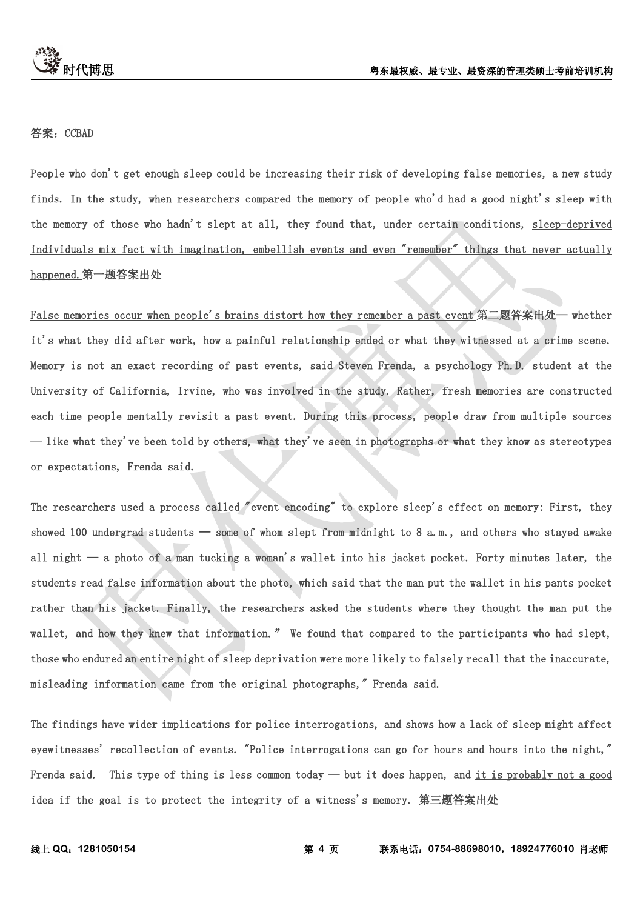答案：CCBAD

People who don't get enough sleep could be increasing their risk of developing false memories, a new study finds. In the study, when researchers compared the memory of people who'd had a good night's sleep with the memory of those who hadn't slept at all, they found that, under certain conditions, <u>sleep-deprived individuals mix fact with imagination, embellish events and even "remember" things that never actually happened.</u>第一题答案出处

<u>False memories occur when people's brains distort how they remember a past event</u>第二题答案出处— whether it's what they did after work, how a painful relationship ended or what they witnessed at a crime scene. Memory is not an exact recording of past events, said Steven Frenda, a psychology Ph.D. student at the University of California, Irvine, who was involved in the study. Rather, fresh memories are constructed each time people mentally revisit a past event. During this process, people draw from multiple sources — like what they've been told by others, what they've seen in photographs or what they know as stereotypes or expectations, Frenda said.

The researchers used a process called "event encoding" to explore sleep's effect on memory: First, they showed 100 undergrad students — some of whom slept from midnight to 8 a.m., and others who stayed awake all night — a photo of a man tucking a woman's wallet into his jacket pocket. Forty minutes later, the students read false information about the photo, which said that the man put the wallet in his pants pocket rather than his jacket. Finally, the researchers asked the students where they thought the man put the wallet, and how they knew that information." We found that compared to the participants who had slept, those who endured an entire night of sleep deprivation were more likely to falsely recall that the inaccurate, misleading information came from the original photographs," Frenda said.

The findings have wider implications for police interrogations, and shows how a lack of sleep might affect eyewitnesses' recollection of events. "Police interrogations can go for hours and hours into the night," Frenda said. This type of thing is less common today — but it does happen, and <u>it is probably not a good idea if the goal is to protect the integrity of a witness's memory</u>. 第三题答案出处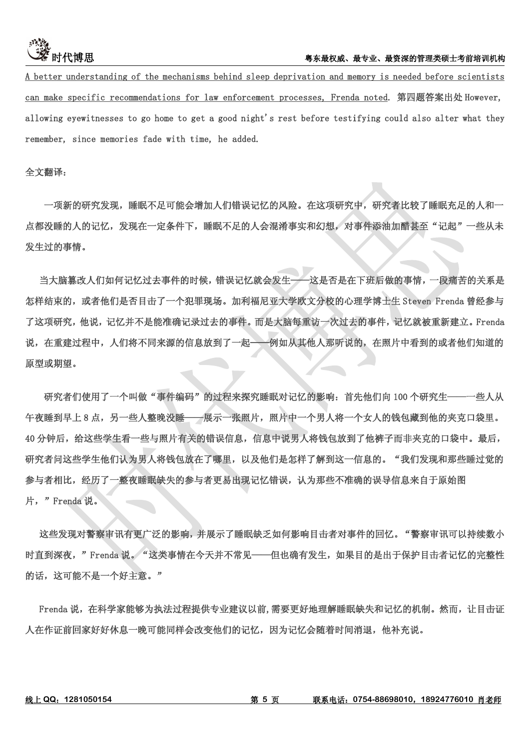<u>A better understanding of the mechanisms behind sleep deprivation and memory is needed before scientists can make specific recommendations for law enforcement processes, Frenda noted</u>. 第四题答案出处 However, allowing eyewitnesses to go home to get a good night's rest before testifying could also alter what they remember, since memories fade with time, he added.

全文翻译：

一项新的研究发现，睡眠不足可能会增加人们错误记忆的风险。在这项研究中，研究者比较了睡眠充足的人和一点都没睡的人的记忆，发现在一定条件下，睡眠不足的人会混淆事实和幻想，对事件添油加醋甚至"记起"一些从未发生过的事情。

当大脑篡改人们如何记忆过去事件的时候，错误记忆就会发生——这是否是在下班后做的事情，一段痛苦的关系是怎样结束的，或者他们是否目击了一个犯罪现场。加利福尼亚大学欧文分校的心理学博士生 Steven Frenda 曾经参与了这项研究，他说，记忆并不是能准确记录过去的事件。而是大脑每重访一次过去的事件，记忆就被重新建立。Frenda 说，在重建过程中，人们将不同来源的信息放到了一起——例如从其他人那听说的，在照片中看到的或者他们知道的原型或期望。

研究者们使用了一个叫做"事件编码"的过程来探究睡眠对记忆的影响：首先他们向 100 个研究生——一些人从午夜睡到早上 8 点，另一些人整晚没睡——展示一张照片，照片中一个男人将一个女人的钱包藏到他的夹克口袋里。40 分钟后，给这些学生看一些与照片有关的错误信息，信息中说男人将钱包放到了他裤子而非夹克的口袋中。最后，研究者问这些学生他们认为男人将钱包放在了哪里，以及他们是怎样了解到这一信息的。"我们发现和那些睡过觉的参与者相比，经历了一整夜睡眠缺失的参与者更易出现记忆错误，认为那些不准确的误导信息来自于原始图片，"Frenda 说。

这些发现对警察审讯有更广泛的影响，并展示了睡眠缺乏如何影响目击者对事件的回忆。"警察审讯可以持续数小时直到深夜，"Frenda 说。"这类事情在今天并不常见——但也确有发生，如果目的是出于保护目击者记忆的完整性的话，这可能不是一个好主意。"

Frenda 说，在科学家能够为执法过程提供专业建议以前，需要更好地理解睡眠缺失和记忆的机制。然而，让目击证人在作证前回家好好休息一晚可能同样会改变他们的记忆，因为记忆会随着时间消退，他补充说。